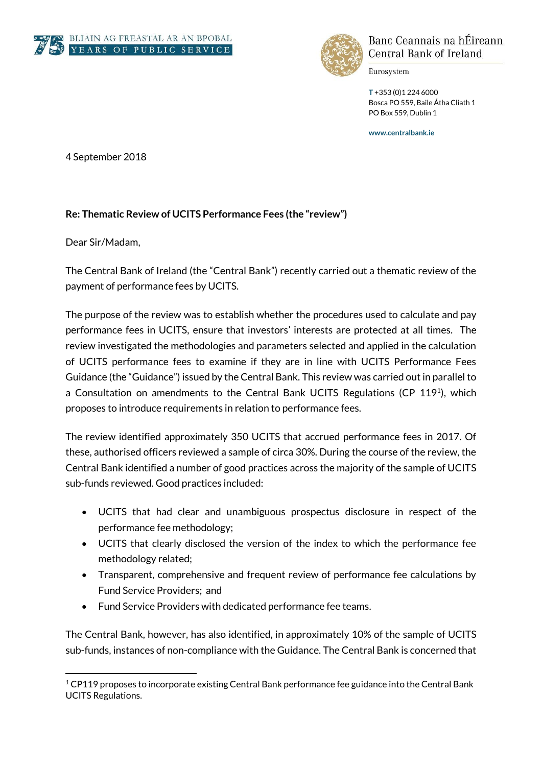BLIAIN AG FREASTAL AR AN BPOBAL
YEARS OF PUBLIC SERVICE

Banc Ceannais na hÉireann
Central Bank of Ireland

Eurosystem

T +353 (0)1 224 6000
Bosca PO 559, Baile Átha Cliath 1
PO Box 559, Dublin 1

www.centralbank.ie

4 September 2018

**Re: Thematic Review of UCITS Performance Fees (the "review")**

Dear Sir/Madam,

The Central Bank of Ireland (the "Central Bank") recently carried out a thematic review of the payment of performance fees by UCITS.

The purpose of the review was to establish whether the procedures used to calculate and pay performance fees in UCITS, ensure that investors' interests are protected at all times. The review investigated the methodologies and parameters selected and applied in the calculation of UCITS performance fees to examine if they are in line with UCITS Performance Fees Guidance (the "Guidance") issued by the Central Bank. This review was carried out in parallel to a Consultation on amendments to the Central Bank UCITS Regulations (CP 119[1]), which proposes to introduce requirements in relation to performance fees.

The review identified approximately 350 UCITS that accrued performance fees in 2017. Of these, authorised officers reviewed a sample of circa 30%. During the course of the review, the Central Bank identified a number of good practices across the majority of the sample of UCITS sub-funds reviewed. Good practices included:

- UCITS that had clear and unambiguous prospectus disclosure in respect of the performance fee methodology;
- UCITS that clearly disclosed the version of the index to which the performance fee methodology related;
- Transparent, comprehensive and frequent review of performance fee calculations by Fund Service Providers; and
- Fund Service Providers with dedicated performance fee teams.

The Central Bank, however, has also identified, in approximately 10% of the sample of UCITS sub-funds, instances of non-compliance with the Guidance. The Central Bank is concerned that

[1] CP119 proposes to incorporate existing Central Bank performance fee guidance into the Central Bank UCITS Regulations.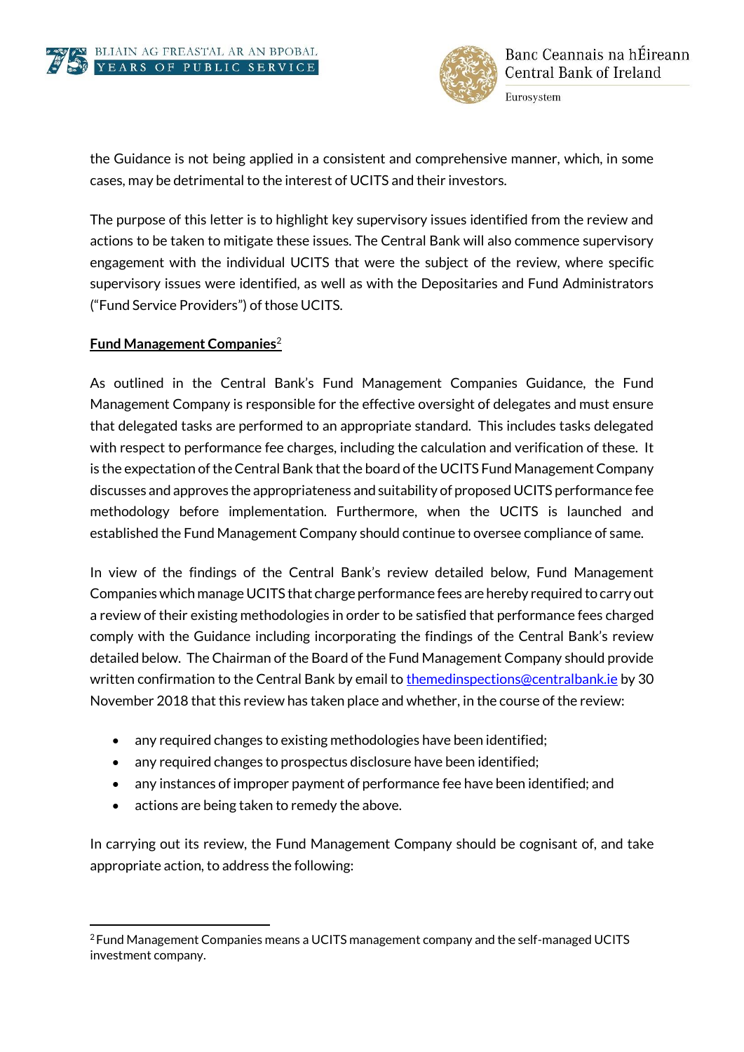the Guidance is not being applied in a consistent and comprehensive manner, which, in some cases, may be detrimental to the interest of UCITS and their investors.

The purpose of this letter is to highlight key supervisory issues identified from the review and actions to be taken to mitigate these issues. The Central Bank will also commence supervisory engagement with the individual UCITS that were the subject of the review, where specific supervisory issues were identified, as well as with the Depositaries and Fund Administrators ("Fund Service Providers") of those UCITS.

**Fund Management Companies**[2]

As outlined in the Central Bank's Fund Management Companies Guidance, the Fund Management Company is responsible for the effective oversight of delegates and must ensure that delegated tasks are performed to an appropriate standard. This includes tasks delegated with respect to performance fee charges, including the calculation and verification of these. It is the expectation of the Central Bank that the board of the UCITS Fund Management Company discusses and approves the appropriateness and suitability of proposed UCITS performance fee methodology before implementation. Furthermore, when the UCITS is launched and established the Fund Management Company should continue to oversee compliance of same.

In view of the findings of the Central Bank's review detailed below, Fund Management Companies which manage UCITS that charge performance fees are hereby required to carry out a review of their existing methodologies in order to be satisfied that performance fees charged comply with the Guidance including incorporating the findings of the Central Bank's review detailed below. The Chairman of the Board of the Fund Management Company should provide written confirmation to the Central Bank by email to themedinspections@centralbank.ie by 30 November 2018 that this review has taken place and whether, in the course of the review:

- any required changes to existing methodologies have been identified;
- any required changes to prospectus disclosure have been identified;
- any instances of improper payment of performance fee have been identified; and
- actions are being taken to remedy the above.

In carrying out its review, the Fund Management Company should be cognisant of, and take appropriate action, to address the following:

[2] Fund Management Companies means a UCITS management company and the self-managed UCITS investment company.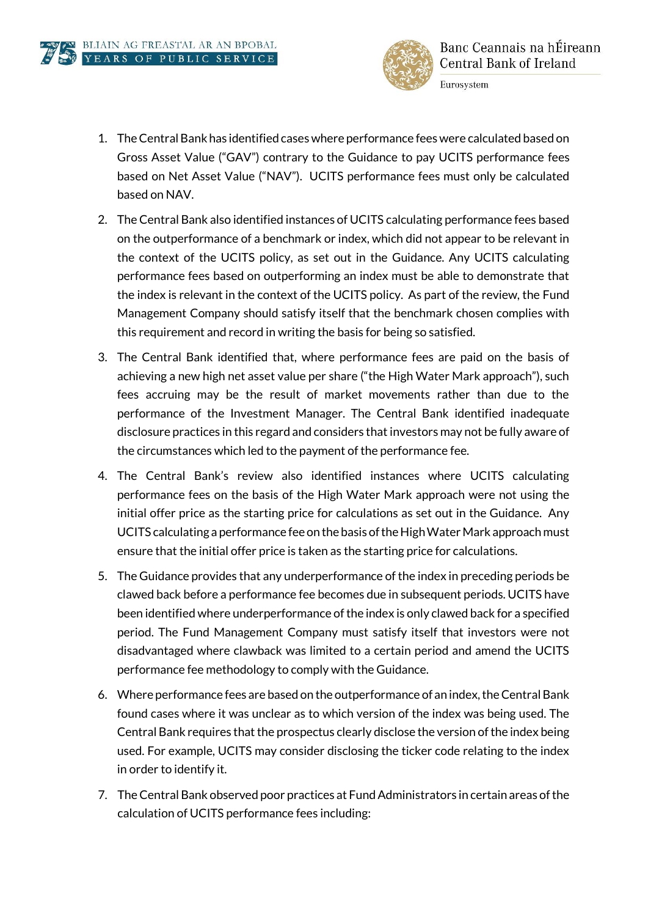1. The Central Bank has identified cases where performance fees were calculated based on Gross Asset Value ("GAV") contrary to the Guidance to pay UCITS performance fees based on Net Asset Value ("NAV"). UCITS performance fees must only be calculated based on NAV.

2. The Central Bank also identified instances of UCITS calculating performance fees based on the outperformance of a benchmark or index, which did not appear to be relevant in the context of the UCITS policy, as set out in the Guidance. Any UCITS calculating performance fees based on outperforming an index must be able to demonstrate that the index is relevant in the context of the UCITS policy. As part of the review, the Fund Management Company should satisfy itself that the benchmark chosen complies with this requirement and record in writing the basis for being so satisfied.

3. The Central Bank identified that, where performance fees are paid on the basis of achieving a new high net asset value per share ("the High Water Mark approach"), such fees accruing may be the result of market movements rather than due to the performance of the Investment Manager. The Central Bank identified inadequate disclosure practices in this regard and considers that investors may not be fully aware of the circumstances which led to the payment of the performance fee.

4. The Central Bank's review also identified instances where UCITS calculating performance fees on the basis of the High Water Mark approach were not using the initial offer price as the starting price for calculations as set out in the Guidance. Any UCITS calculating a performance fee on the basis of the High Water Mark approach must ensure that the initial offer price is taken as the starting price for calculations.

5. The Guidance provides that any underperformance of the index in preceding periods be clawed back before a performance fee becomes due in subsequent periods. UCITS have been identified where underperformance of the index is only clawed back for a specified period. The Fund Management Company must satisfy itself that investors were not disadvantaged where clawback was limited to a certain period and amend the UCITS performance fee methodology to comply with the Guidance.

6. Where performance fees are based on the outperformance of an index, the Central Bank found cases where it was unclear as to which version of the index was being used. The Central Bank requires that the prospectus clearly disclose the version of the index being used. For example, UCITS may consider disclosing the ticker code relating to the index in order to identify it.

7. The Central Bank observed poor practices at Fund Administrators in certain areas of the calculation of UCITS performance fees including: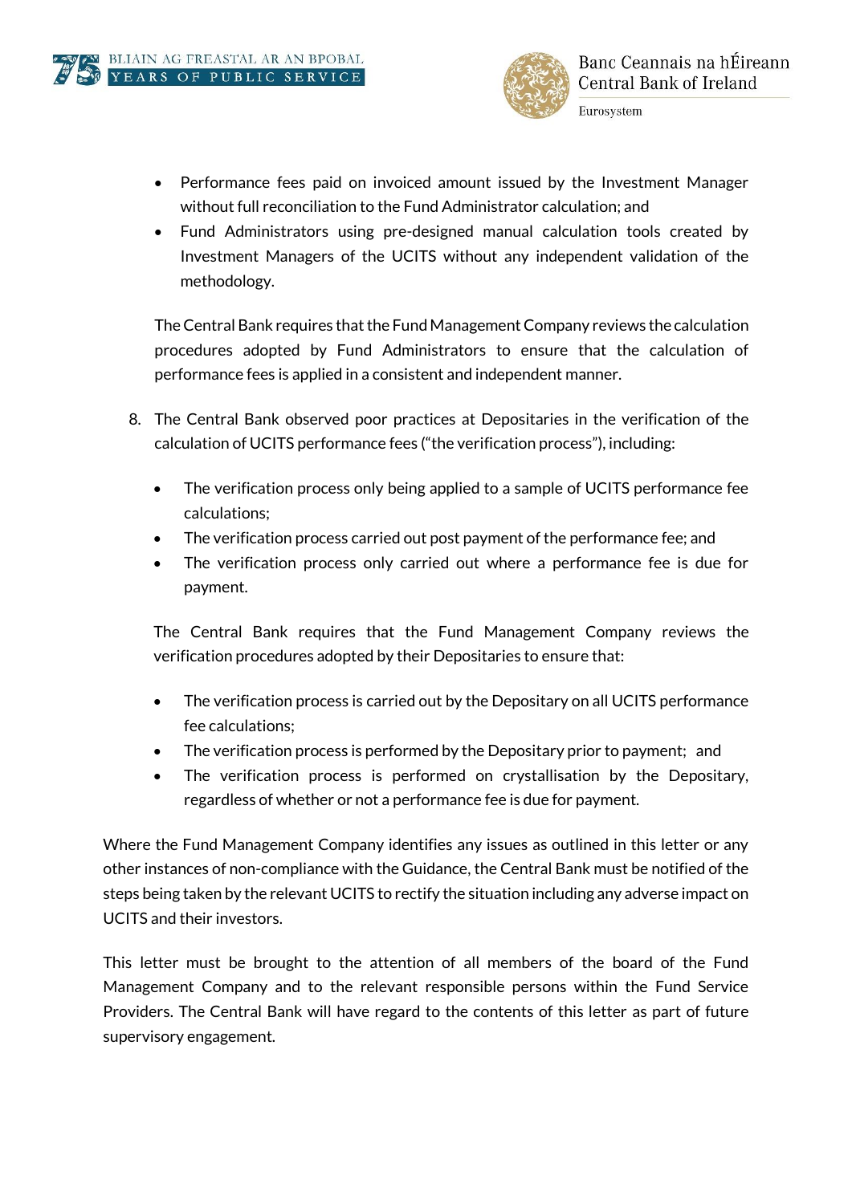- Performance fees paid on invoiced amount issued by the Investment Manager without full reconciliation to the Fund Administrator calculation; and
- Fund Administrators using pre-designed manual calculation tools created by Investment Managers of the UCITS without any independent validation of the methodology.

The Central Bank requires that the Fund Management Company reviews the calculation procedures adopted by Fund Administrators to ensure that the calculation of performance fees is applied in a consistent and independent manner.

8. The Central Bank observed poor practices at Depositaries in the verification of the calculation of UCITS performance fees ("the verification process"), including:

   - The verification process only being applied to a sample of UCITS performance fee calculations;
   - The verification process carried out post payment of the performance fee; and
   - The verification process only carried out where a performance fee is due for payment.

   The Central Bank requires that the Fund Management Company reviews the verification procedures adopted by their Depositaries to ensure that:

   - The verification process is carried out by the Depositary on all UCITS performance fee calculations;
   - The verification process is performed by the Depositary prior to payment; and
   - The verification process is performed on crystallisation by the Depositary, regardless of whether or not a performance fee is due for payment.

Where the Fund Management Company identifies any issues as outlined in this letter or any other instances of non-compliance with the Guidance, the Central Bank must be notified of the steps being taken by the relevant UCITS to rectify the situation including any adverse impact on UCITS and their investors.

This letter must be brought to the attention of all members of the board of the Fund Management Company and to the relevant responsible persons within the Fund Service Providers. The Central Bank will have regard to the contents of this letter as part of future supervisory engagement.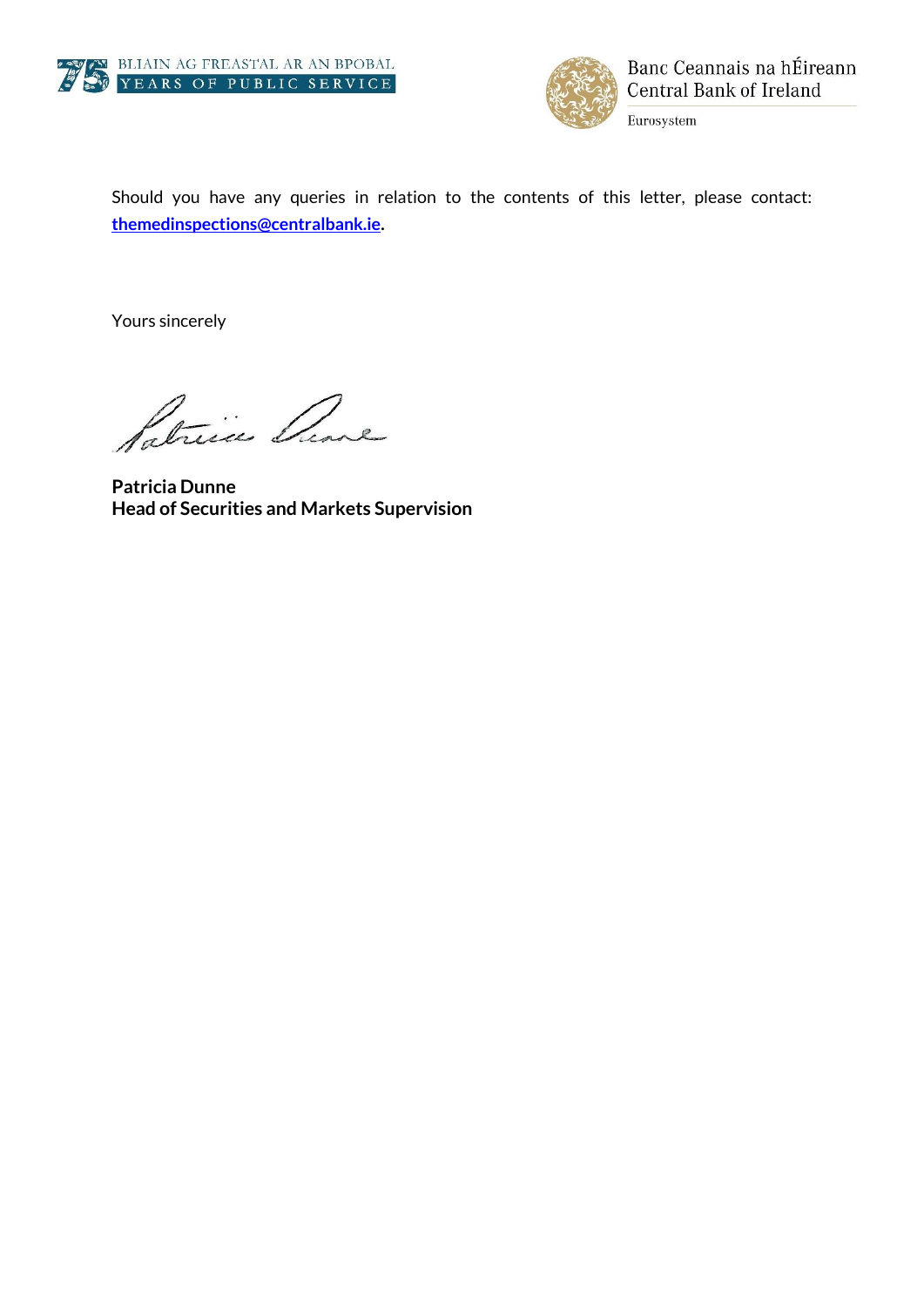Should you have any queries in relation to the contents of this letter, please contact: **themedinspections@centralbank.ie**.

Yours sincerely

**Patricia Dunne**
**Head of Securities and Markets Supervision**